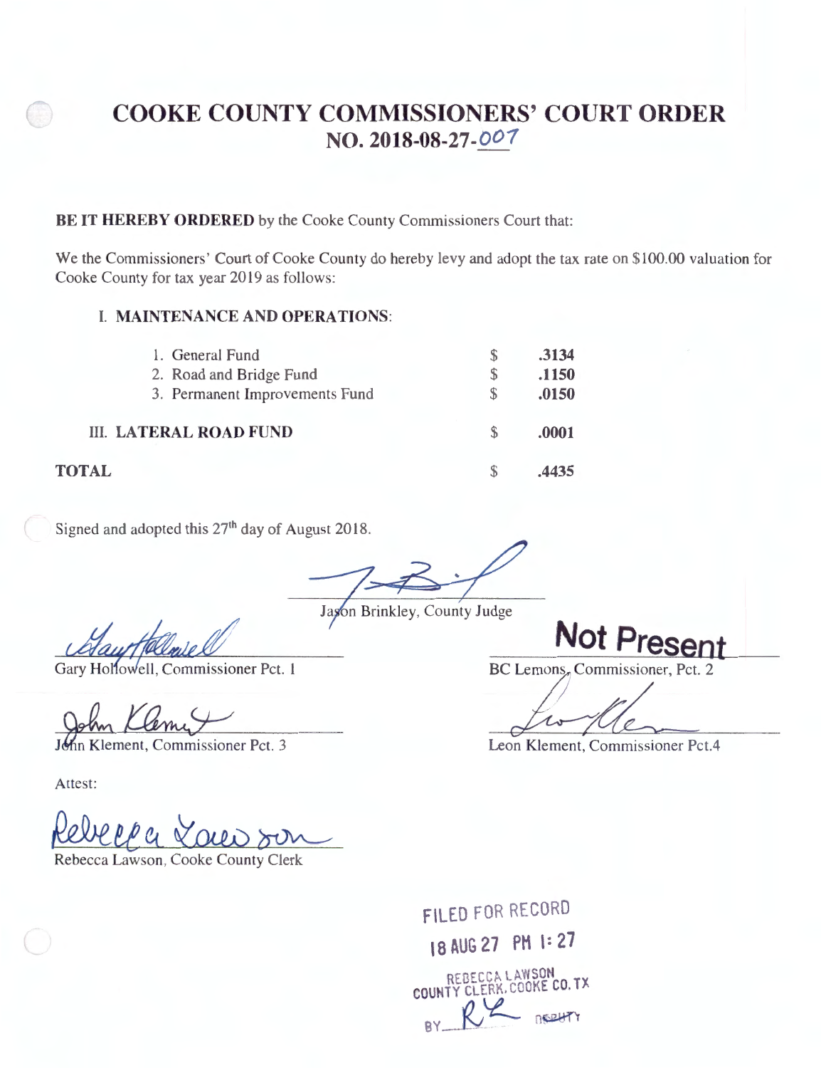# COOKE COUNTY COMMISSIONERS' COURT ORDER
## NO. 2018-08-27-007

**BE IT HEREBY ORDERED** by the Cooke County Commissioners Court that:

We the Commissioners' Court of Cooke County do hereby levy and adopt the tax rate on $100.00 valuation for Cooke County for tax year 2019 as follows:

| | | |
|---|---|---|
| **I. MAINTENANCE AND OPERATIONS**: | | |
| 1. General Fund | $ | **.3134** |
| 2. Road and Bridge Fund | $ | **.1150** |
| 3. Permanent Improvements Fund | $ | **.0150** |
| **III. LATERAL ROAD FUND** | $ | **.0001** |
| **TOTAL** | $ | **.4435** |

Signed and adopted this 27th day of August 2018.

Jason Brinkley, County Judge

Gary Hollowell, Commissioner Pct. 1

**Not Present**
BC Lemons, Commissioner, Pct. 2

John Klement, Commissioner Pct. 3

Leon Klement, Commissioner Pct.4

Attest:

Rebecca Lawson, Cooke County Clerk

FILED FOR RECORD
18 AUG 27 PM 1:27
REBECCA LAWSON
COUNTY CLERK, COOKE CO. TX
BY RL DEPUTY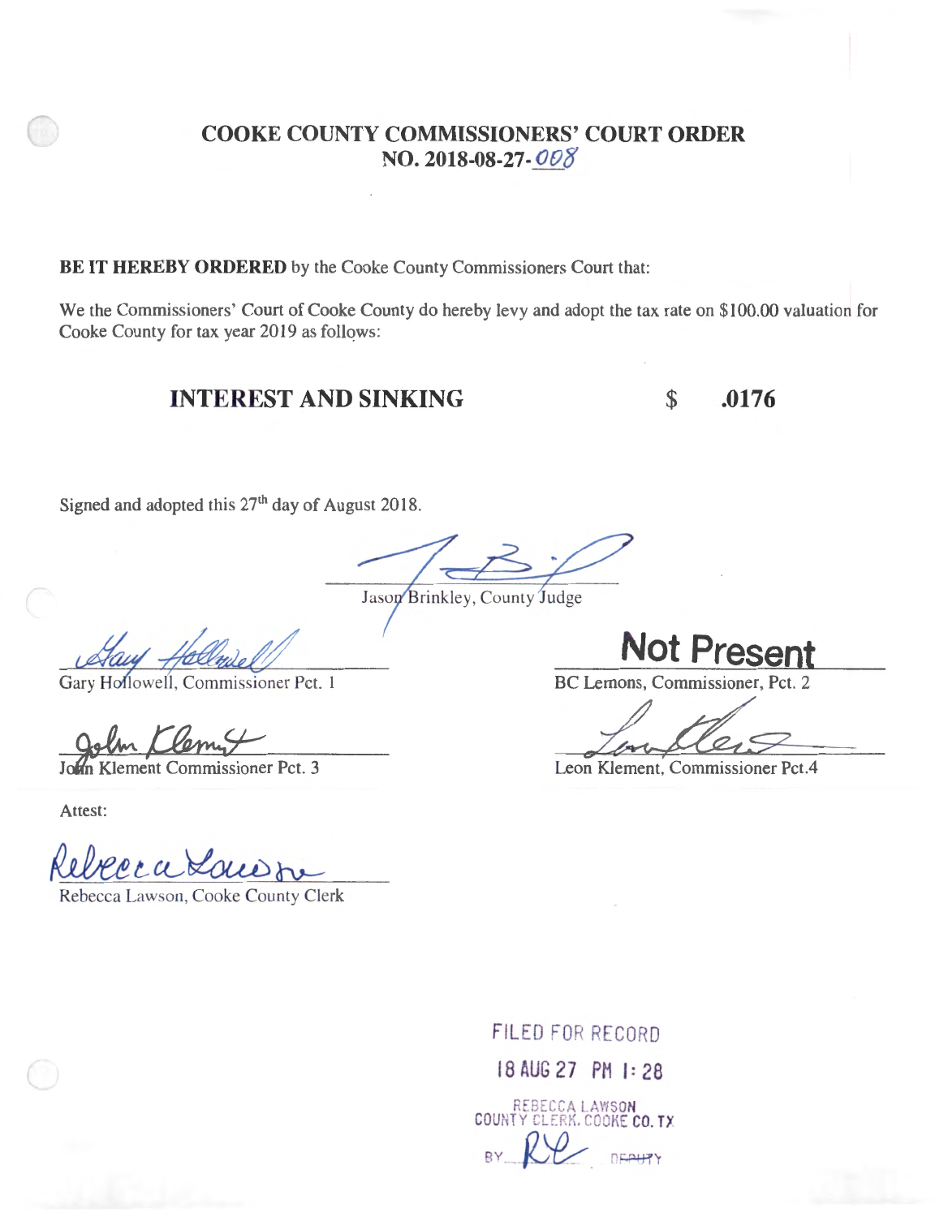# COOKE COUNTY COMMISSIONERS' COURT ORDER
## NO. 2018-08-27-008

**BE IT HEREBY ORDERED** by the Cooke County Commissioners Court that:

We the Commissioners' Court of Cooke County do hereby levy and adopt the tax rate on $100.00 valuation for Cooke County for tax year 2019 as follows:

**INTEREST AND SINKING** $ **.0176**

Signed and adopted this 27th day of August 2018.

Jason Brinkley, County Judge

Gary Hollowell, Commissioner Pct. 1

**Not Present**
BC Lemons, Commissioner, Pct. 2

John Klement Commissioner Pct. 3

Leon Klement, Commissioner Pct.4

Attest:

Rebecca Lawson, Cooke County Clerk

FILED FOR RECORD
18 AUG 27 PM 1:28
REBECCA LAWSON
COUNTY CLERK, COOKE CO. TX
BY ______ DEPUTY